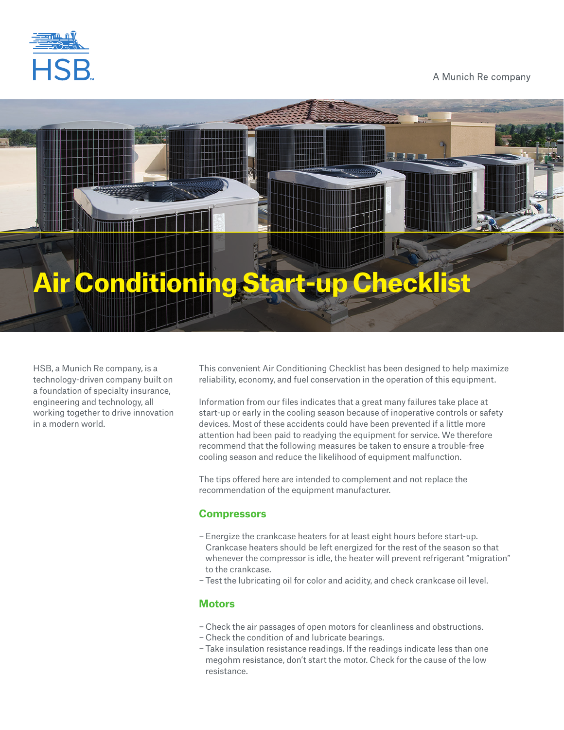HSB

A Munich Re company

# Air Conditioning Start-up Checklist

HSB, a Munich Re company, is a technology-driven company built on a foundation of specialty insurance, engineering and technology, all working together to drive innovation in a modern world.

This convenient Air Conditioning Checklist has been designed to help maximize reliability, economy, and fuel conservation in the operation of this equipment.

Information from our files indicates that a great many failures take place at start-up or early in the cooling season because of inoperative controls or safety devices. Most of these accidents could have been prevented if a little more attention had been paid to readying the equipment for service. We therefore recommend that the following measures be taken to ensure a trouble-free cooling season and reduce the likelihood of equipment malfunction.

The tips offered here are intended to complement and not replace the recommendation of the equipment manufacturer.

## Compressors

- Energize the crankcase heaters for at least eight hours before start-up. Crankcase heaters should be left energized for the rest of the season so that whenever the compressor is idle, the heater will prevent refrigerant "migration" to the crankcase.
- Test the lubricating oil for color and acidity, and check crankcase oil level.

## Motors

- Check the air passages of open motors for cleanliness and obstructions.
- Check the condition of and lubricate bearings.
- Take insulation resistance readings. If the readings indicate less than one megohm resistance, don't start the motor. Check for the cause of the low resistance.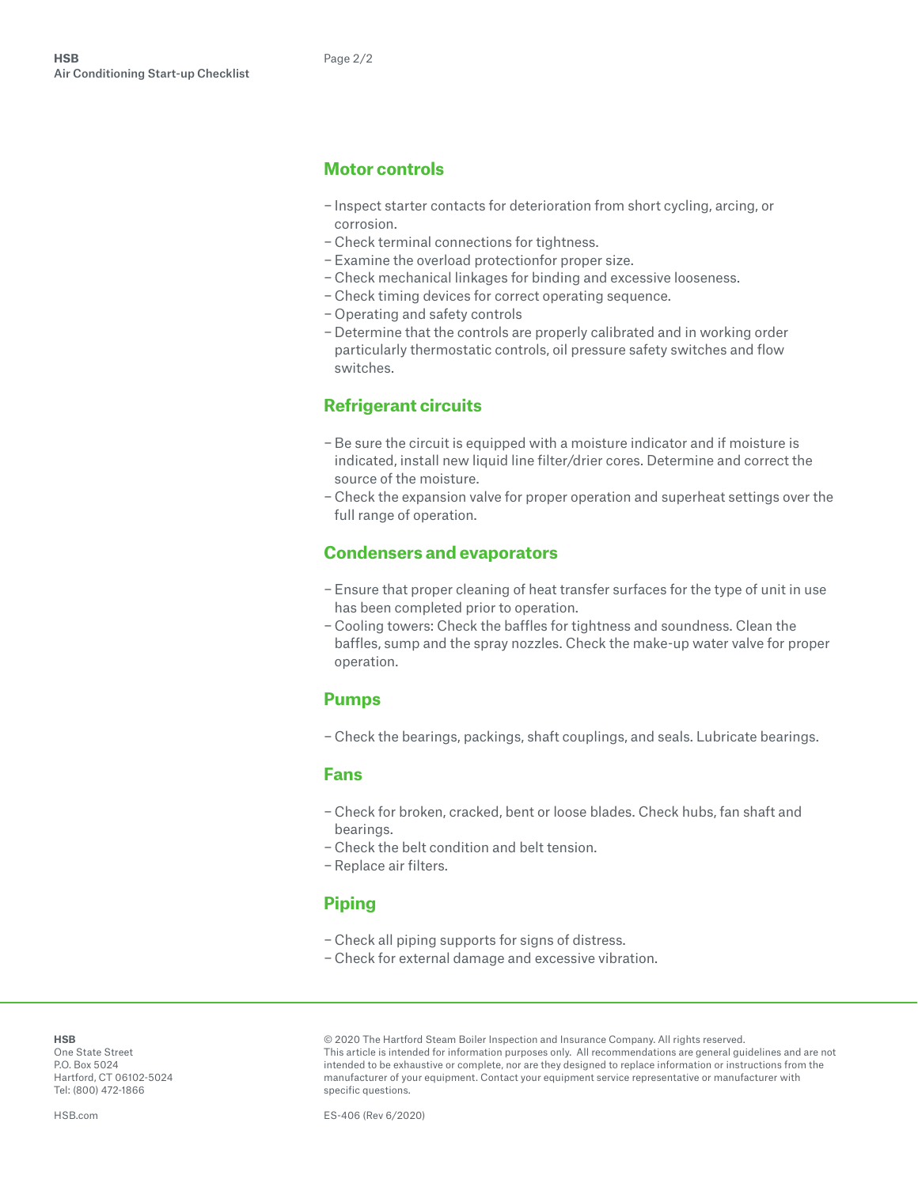## Motor controls

- Inspect starter contacts for deterioration from short cycling, arcing, or corrosion.
- Check terminal connections for tightness.
- Examine the overload protectionfor proper size.
- Check mechanical linkages for binding and excessive looseness.
- Check timing devices for correct operating sequence.
- Operating and safety controls
- Determine that the controls are properly calibrated and in working order particularly thermostatic controls, oil pressure safety switches and flow switches.

## Refrigerant circuits

- Be sure the circuit is equipped with a moisture indicator and if moisture is indicated, install new liquid line filter/drier cores. Determine and correct the source of the moisture.
- Check the expansion valve for proper operation and superheat settings over the full range of operation.

## Condensers and evaporators

- Ensure that proper cleaning of heat transfer surfaces for the type of unit in use has been completed prior to operation.
- Cooling towers: Check the baffles for tightness and soundness. Clean the baffles, sump and the spray nozzles. Check the make-up water valve for proper operation.

## Pumps

- Check the bearings, packings, shaft couplings, and seals. Lubricate bearings.

## Fans

- Check for broken, cracked, bent or loose blades. Check hubs, fan shaft and bearings.
- Check the belt condition and belt tension.
- Replace air filters.

## Piping

- Check all piping supports for signs of distress.
- Check for external damage and excessive vibration.

---

**HSB**
One State Street
P.O. Box 5024
Hartford, CT 06102-5024
Tel: (800) 472-1866

HSB.com

© 2020 The Hartford Steam Boiler Inspection and Insurance Company. All rights reserved.
This article is intended for information purposes only. All recommendations are general guidelines and are not intended to be exhaustive or complete, nor are they designed to replace information or instructions from the manufacturer of your equipment. Contact your equipment service representative or manufacturer with specific questions.

ES-406 (Rev 6/2020)